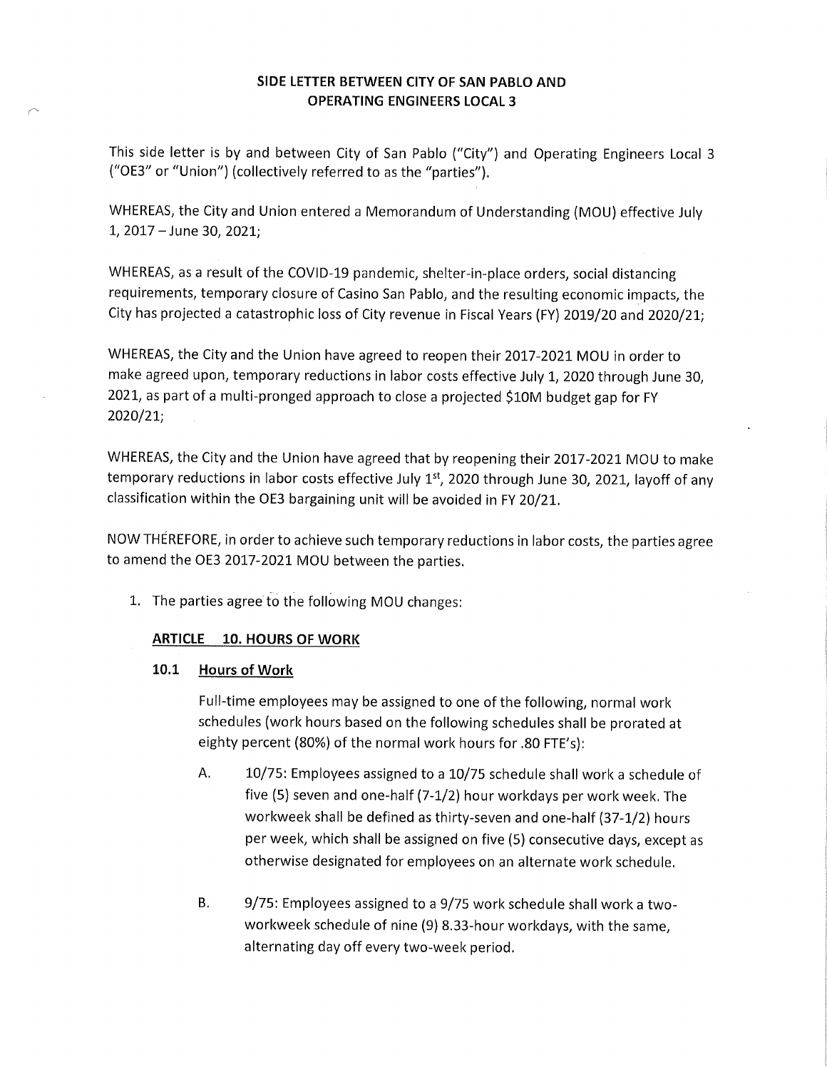# SIDE LETTER BETWEEN CITY OF SAN PABLO AND OPERATING ENGINEERS LOCAL 3

This side letter is by and between City of San Pablo ("City") and Operating Engineers Local 3 ("OE3" or "Union") (collectively referred to as the "parties").

WHEREAS, the City and Union entered a Memorandum of Understanding (MOU) effective July 1, 2017 – June 30, 2021;

WHEREAS, as a result of the COVID-19 pandemic, shelter-in-place orders, social distancing requirements, temporary closure of Casino San Pablo, and the resulting economic impacts, the City has projected a catastrophic loss of City revenue in Fiscal Years (FY) 2019/20 and 2020/21;

WHEREAS, the City and the Union have agreed to reopen their 2017-2021 MOU in order to make agreed upon, temporary reductions in labor costs effective July 1, 2020 through June 30, 2021, as part of a multi-pronged approach to close a projected $10M budget gap for FY 2020/21;

WHEREAS, the City and the Union have agreed that by reopening their 2017-2021 MOU to make temporary reductions in labor costs effective July 1st, 2020 through June 30, 2021, layoff of any classification within the OE3 bargaining unit will be avoided in FY 20/21.

NOW THEREFORE, in order to achieve such temporary reductions in labor costs, the parties agree to amend the OE3 2017-2021 MOU between the parties.

1. The parties agree to the following MOU changes:

**ARTICLE 10. HOURS OF WORK**

**10.1 Hours of Work**

Full-time employees may be assigned to one of the following, normal work schedules (work hours based on the following schedules shall be prorated at eighty percent (80%) of the normal work hours for .80 FTE's):

A. 10/75: Employees assigned to a 10/75 schedule shall work a schedule of five (5) seven and one-half (7-1/2) hour workdays per work week. The workweek shall be defined as thirty-seven and one-half (37-1/2) hours per week, which shall be assigned on five (5) consecutive days, except as otherwise designated for employees on an alternate work schedule.

B. 9/75: Employees assigned to a 9/75 work schedule shall work a two-workweek schedule of nine (9) 8.33-hour workdays, with the same, alternating day off every two-week period.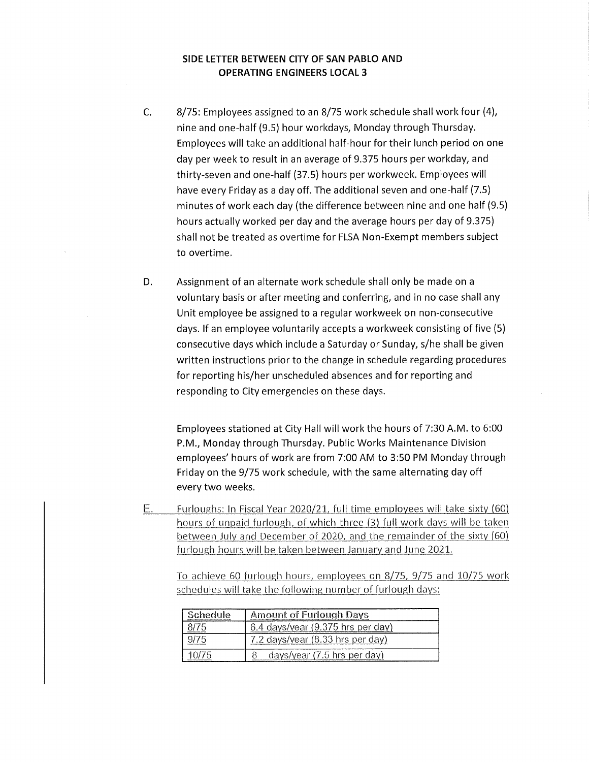**SIDE LETTER BETWEEN CITY OF SAN PABLO AND OPERATING ENGINEERS LOCAL 3**

C. 8/75: Employees assigned to an 8/75 work schedule shall work four (4), nine and one-half (9.5) hour workdays, Monday through Thursday. Employees will take an additional half-hour for their lunch period on one day per week to result in an average of 9.375 hours per workday, and thirty-seven and one-half (37.5) hours per workweek. Employees will have every Friday as a day off. The additional seven and one-half (7.5) minutes of work each day (the difference between nine and one half (9.5) hours actually worked per day and the average hours per day of 9.375) shall not be treated as overtime for FLSA Non-Exempt members subject to overtime.

D. Assignment of an alternate work schedule shall only be made on a voluntary basis or after meeting and conferring, and in no case shall any Unit employee be assigned to a regular workweek on non-consecutive days. If an employee voluntarily accepts a workweek consisting of five (5) consecutive days which include a Saturday or Sunday, s/he shall be given written instructions prior to the change in schedule regarding procedures for reporting his/her unscheduled absences and for reporting and responding to City emergencies on these days.

Employees stationed at City Hall will work the hours of 7:30 A.M. to 6:00 P.M., Monday through Thursday. Public Works Maintenance Division employees' hours of work are from 7:00 AM to 3:50 PM Monday through Friday on the 9/75 work schedule, with the same alternating day off every two weeks.

E. Furloughs: In Fiscal Year 2020/21, full time employees will take sixty (60) hours of unpaid furlough, of which three (3) full work days will be taken between July and December of 2020, and the remainder of the sixty (60) furlough hours will be taken between January and June 2021.

To achieve 60 furlough hours, employees on 8/75, 9/75 and 10/75 work schedules will take the following number of furlough days:

| Schedule | Amount of Furlough Days |
|---|---|
| 8/75 | 6.4 days/year (9.375 hrs per day) |
| 9/75 | 7.2 days/year (8.33 hrs per day) |
| 10/75 | 8 days/year (7.5 hrs per day) |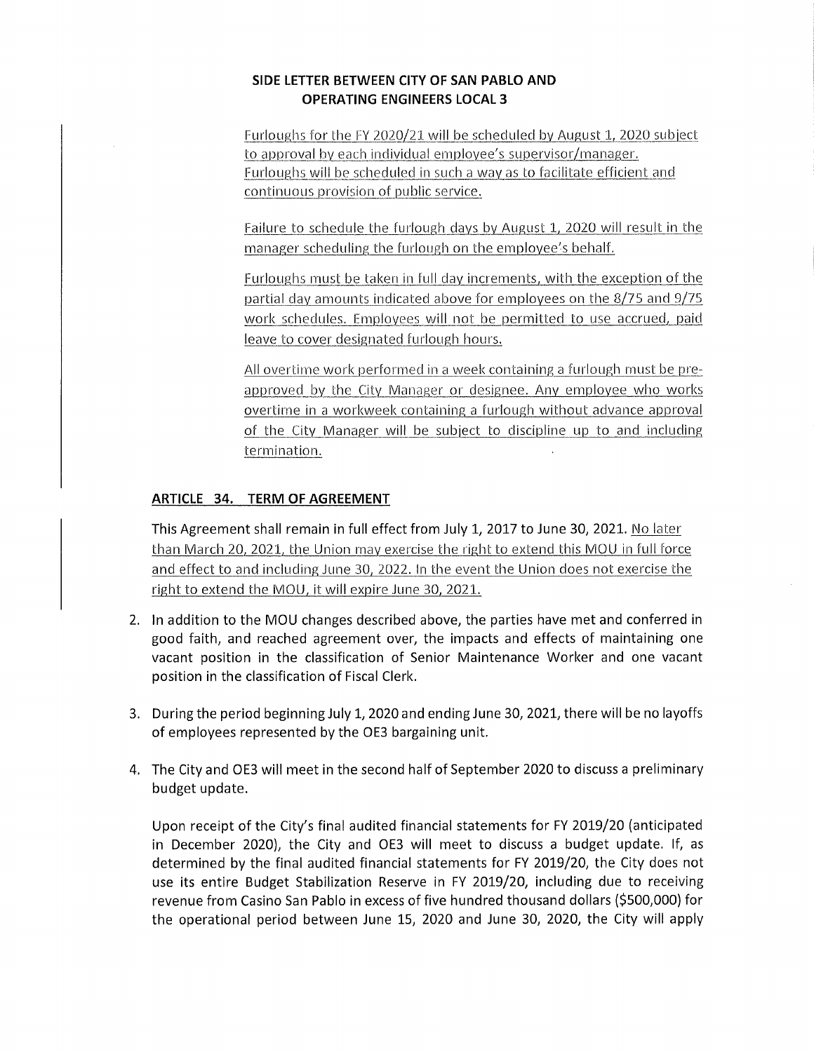**SIDE LETTER BETWEEN CITY OF SAN PABLO AND OPERATING ENGINEERS LOCAL 3**

Furloughs for the FY 2020/21 will be scheduled by August 1, 2020 subject to approval by each individual employee's supervisor/manager. Furloughs will be scheduled in such a way as to facilitate efficient and continuous provision of public service.

Failure to schedule the furlough days by August 1, 2020 will result in the manager scheduling the furlough on the employee's behalf.

Furloughs must be taken in full day increments, with the exception of the partial day amounts indicated above for employees on the 8/75 and 9/75 work schedules. Employees will not be permitted to use accrued, paid leave to cover designated furlough hours.

All overtime work performed in a week containing a furlough must be pre-approved by the City Manager or designee. Any employee who works overtime in a workweek containing a furlough without advance approval of the City Manager will be subject to discipline up to and including termination.

**ARTICLE 34. TERM OF AGREEMENT**

This Agreement shall remain in full effect from July 1, 2017 to June 30, 2021. No later than March 20, 2021, the Union may exercise the right to extend this MOU in full force and effect to and including June 30, 2022. In the event the Union does not exercise the right to extend the MOU, it will expire June 30, 2021.

2. In addition to the MOU changes described above, the parties have met and conferred in good faith, and reached agreement over, the impacts and effects of maintaining one vacant position in the classification of Senior Maintenance Worker and one vacant position in the classification of Fiscal Clerk.

3. During the period beginning July 1, 2020 and ending June 30, 2021, there will be no layoffs of employees represented by the OE3 bargaining unit.

4. The City and OE3 will meet in the second half of September 2020 to discuss a preliminary budget update.

   Upon receipt of the City's final audited financial statements for FY 2019/20 (anticipated in December 2020), the City and OE3 will meet to discuss a budget update. If, as determined by the final audited financial statements for FY 2019/20, the City does not use its entire Budget Stabilization Reserve in FY 2019/20, including due to receiving revenue from Casino San Pablo in excess of five hundred thousand dollars ($500,000) for the operational period between June 15, 2020 and June 30, 2020, the City will apply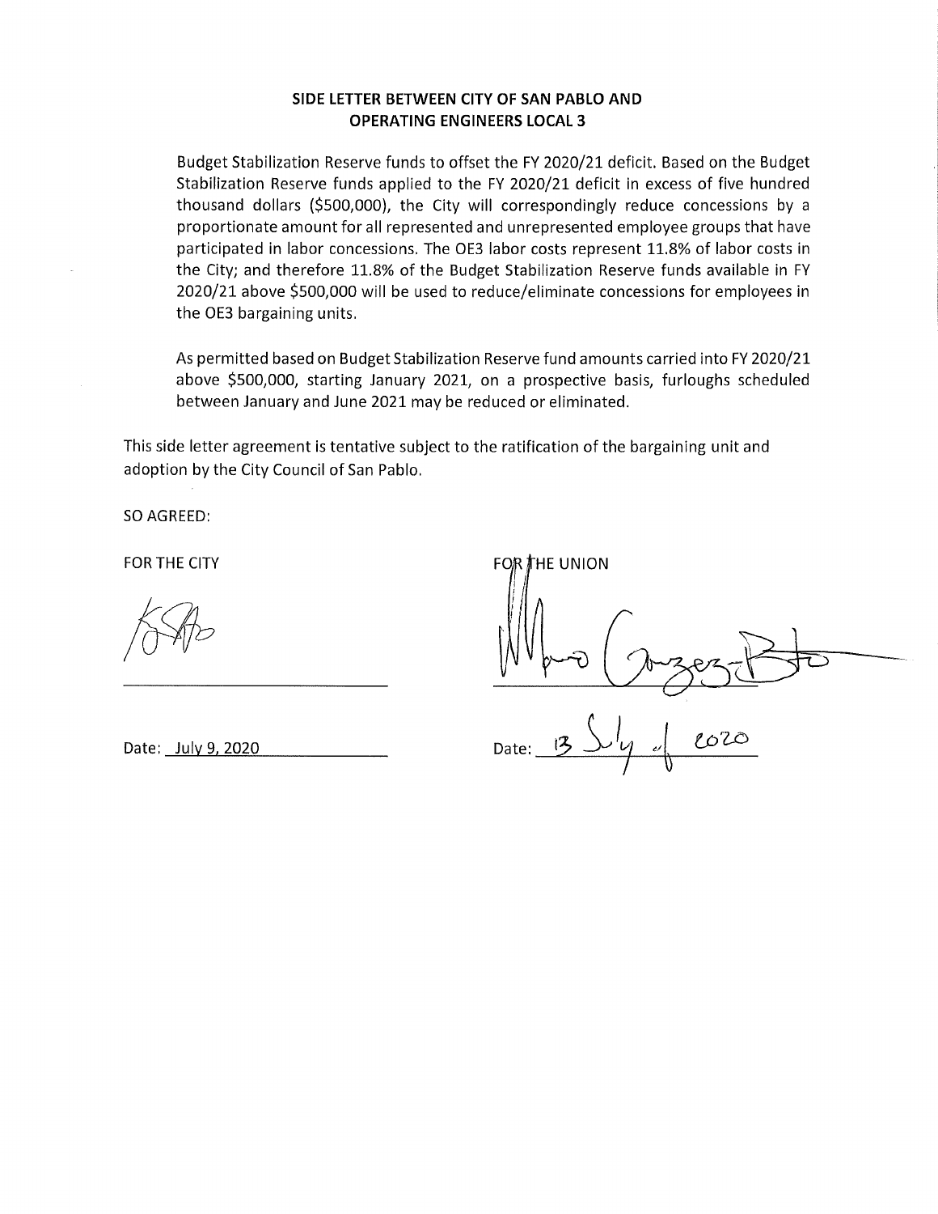**SIDE LETTER BETWEEN CITY OF SAN PABLO AND OPERATING ENGINEERS LOCAL 3**

Budget Stabilization Reserve funds to offset the FY 2020/21 deficit. Based on the Budget Stabilization Reserve funds applied to the FY 2020/21 deficit in excess of five hundred thousand dollars ($500,000), the City will correspondingly reduce concessions by a proportionate amount for all represented and unrepresented employee groups that have participated in labor concessions. The OE3 labor costs represent 11.8% of labor costs in the City; and therefore 11.8% of the Budget Stabilization Reserve funds available in FY 2020/21 above $500,000 will be used to reduce/eliminate concessions for employees in the OE3 bargaining units.

As permitted based on Budget Stabilization Reserve fund amounts carried into FY 2020/21 above $500,000, starting January 2021, on a prospective basis, furloughs scheduled between January and June 2021 may be reduced or eliminated.

This side letter agreement is tentative subject to the ratification of the bargaining unit and adoption by the City Council of San Pablo.

SO AGREED:

FOR THE CITY

Date: July 9, 2020

FOR THE UNION

Date: 13 July of 2020